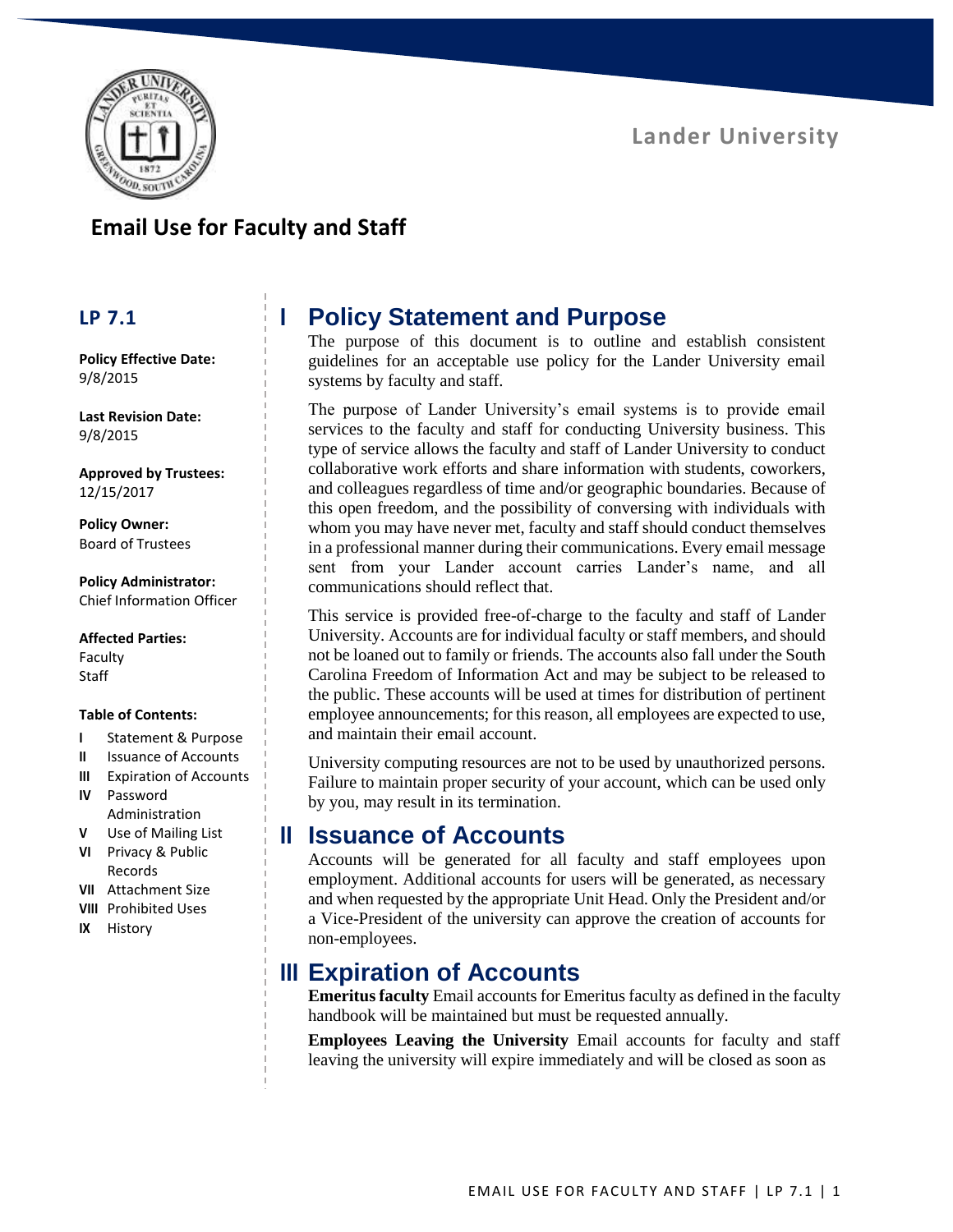Lander University

# Email Use for Faculty and Staff

**LP 7.1**

**Policy Effective Date:**
9/8/2015

**Last Revision Date:**
9/8/2015

**Approved by Trustees:**
12/15/2017

**Policy Owner:**
Board of Trustees

**Policy Administrator:**
Chief Information Officer

**Affected Parties:**
Faculty
Staff

**Table of Contents:**

- **I** Statement & Purpose
- **II** Issuance of Accounts
- **III** Expiration of Accounts
- **IV** Password Administration
- **V** Use of Mailing List
- **VI** Privacy & Public Records
- **VII** Attachment Size
- **VIII** Prohibited Uses
- **IX** History

## I Policy Statement and Purpose

The purpose of this document is to outline and establish consistent guidelines for an acceptable use policy for the Lander University email systems by faculty and staff.

The purpose of Lander University's email systems is to provide email services to the faculty and staff for conducting University business. This type of service allows the faculty and staff of Lander University to conduct collaborative work efforts and share information with students, coworkers, and colleagues regardless of time and/or geographic boundaries. Because of this open freedom, and the possibility of conversing with individuals with whom you may have never met, faculty and staff should conduct themselves in a professional manner during their communications. Every email message sent from your Lander account carries Lander's name, and all communications should reflect that.

This service is provided free-of-charge to the faculty and staff of Lander University. Accounts are for individual faculty or staff members, and should not be loaned out to family or friends. The accounts also fall under the South Carolina Freedom of Information Act and may be subject to be released to the public. These accounts will be used at times for distribution of pertinent employee announcements; for this reason, all employees are expected to use, and maintain their email account.

University computing resources are not to be used by unauthorized persons. Failure to maintain proper security of your account, which can be used only by you, may result in its termination.

## II Issuance of Accounts

Accounts will be generated for all faculty and staff employees upon employment. Additional accounts for users will be generated, as necessary and when requested by the appropriate Unit Head. Only the President and/or a Vice-President of the university can approve the creation of accounts for non-employees.

## III Expiration of Accounts

**Emeritus faculty** Email accounts for Emeritus faculty as defined in the faculty handbook will be maintained but must be requested annually.

**Employees Leaving the University** Email accounts for faculty and staff leaving the university will expire immediately and will be closed as soon as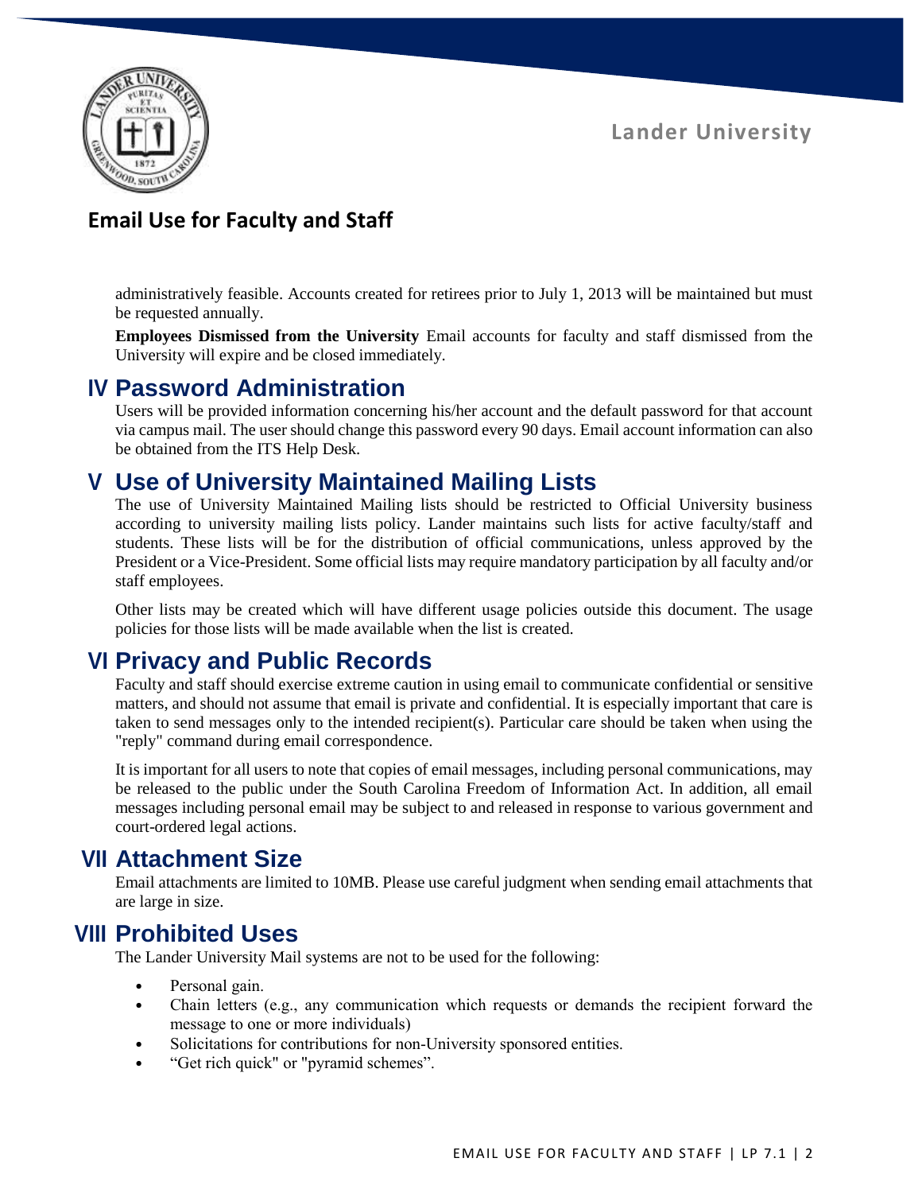administratively feasible. Accounts created for retirees prior to July 1, 2013 will be maintained but must be requested annually.

**Employees Dismissed from the University** Email accounts for faculty and staff dismissed from the University will expire and be closed immediately.

## IV Password Administration

Users will be provided information concerning his/her account and the default password for that account via campus mail. The user should change this password every 90 days. Email account information can also be obtained from the ITS Help Desk.

## V Use of University Maintained Mailing Lists

The use of University Maintained Mailing lists should be restricted to Official University business according to university mailing lists policy. Lander maintains such lists for active faculty/staff and students. These lists will be for the distribution of official communications, unless approved by the President or a Vice-President. Some official lists may require mandatory participation by all faculty and/or staff employees.

Other lists may be created which will have different usage policies outside this document. The usage policies for those lists will be made available when the list is created.

## VI Privacy and Public Records

Faculty and staff should exercise extreme caution in using email to communicate confidential or sensitive matters, and should not assume that email is private and confidential. It is especially important that care is taken to send messages only to the intended recipient(s). Particular care should be taken when using the "reply" command during email correspondence.

It is important for all users to note that copies of email messages, including personal communications, may be released to the public under the South Carolina Freedom of Information Act. In addition, all email messages including personal email may be subject to and released in response to various government and court-ordered legal actions.

## VII Attachment Size

Email attachments are limited to 10MB. Please use careful judgment when sending email attachments that are large in size.

## VIII Prohibited Uses

The Lander University Mail systems are not to be used for the following:

- Personal gain.
- Chain letters (e.g., any communication which requests or demands the recipient forward the message to one or more individuals)
- Solicitations for contributions for non-University sponsored entities.
- “Get rich quick" or "pyramid schemes”.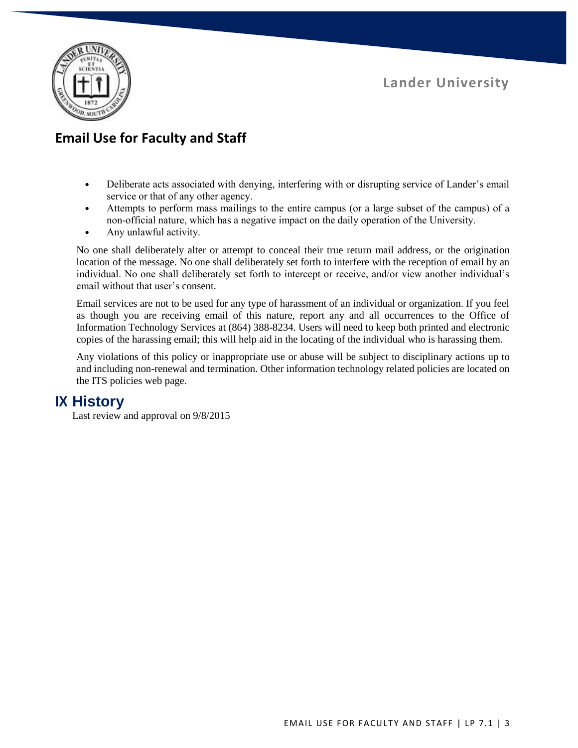## Email Use for Faculty and Staff

- Deliberate acts associated with denying, interfering with or disrupting service of Lander's email service or that of any other agency.
- Attempts to perform mass mailings to the entire campus (or a large subset of the campus) of a non-official nature, which has a negative impact on the daily operation of the University.
- Any unlawful activity.

No one shall deliberately alter or attempt to conceal their true return mail address, or the origination location of the message. No one shall deliberately set forth to interfere with the reception of email by an individual. No one shall deliberately set forth to intercept or receive, and/or view another individual's email without that user's consent.

Email services are not to be used for any type of harassment of an individual or organization. If you feel as though you are receiving email of this nature, report any and all occurrences to the Office of Information Technology Services at (864) 388-8234. Users will need to keep both printed and electronic copies of the harassing email; this will help aid in the locating of the individual who is harassing them.

Any violations of this policy or inappropriate use or abuse will be subject to disciplinary actions up to and including non-renewal and termination. Other information technology related policies are located on the ITS policies web page.

# IX History

Last review and approval on 9/8/2015